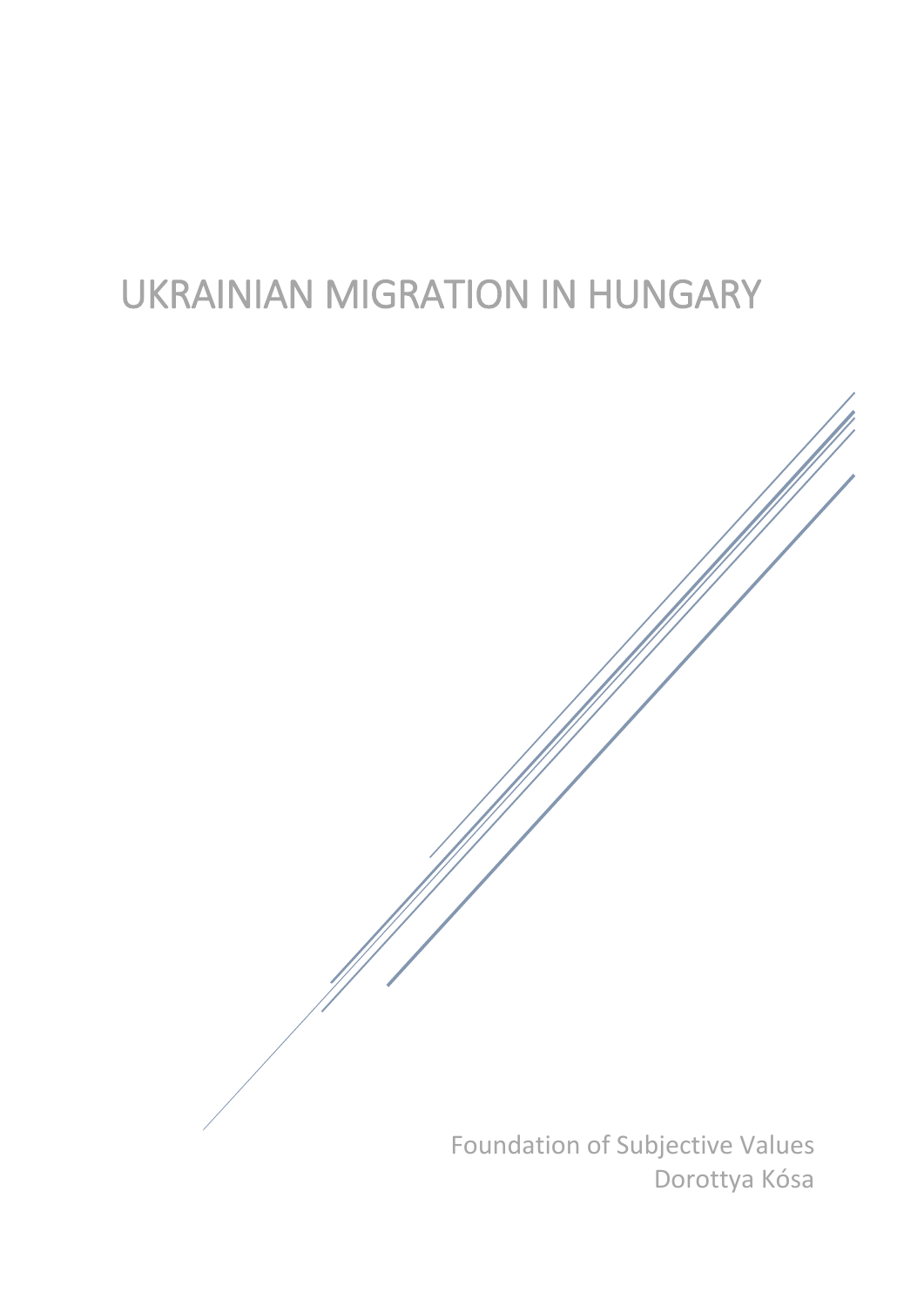# UKRAINIAN MIGRATION IN HUNGARY

Foundation of Subjective Values
Dorottya Kósa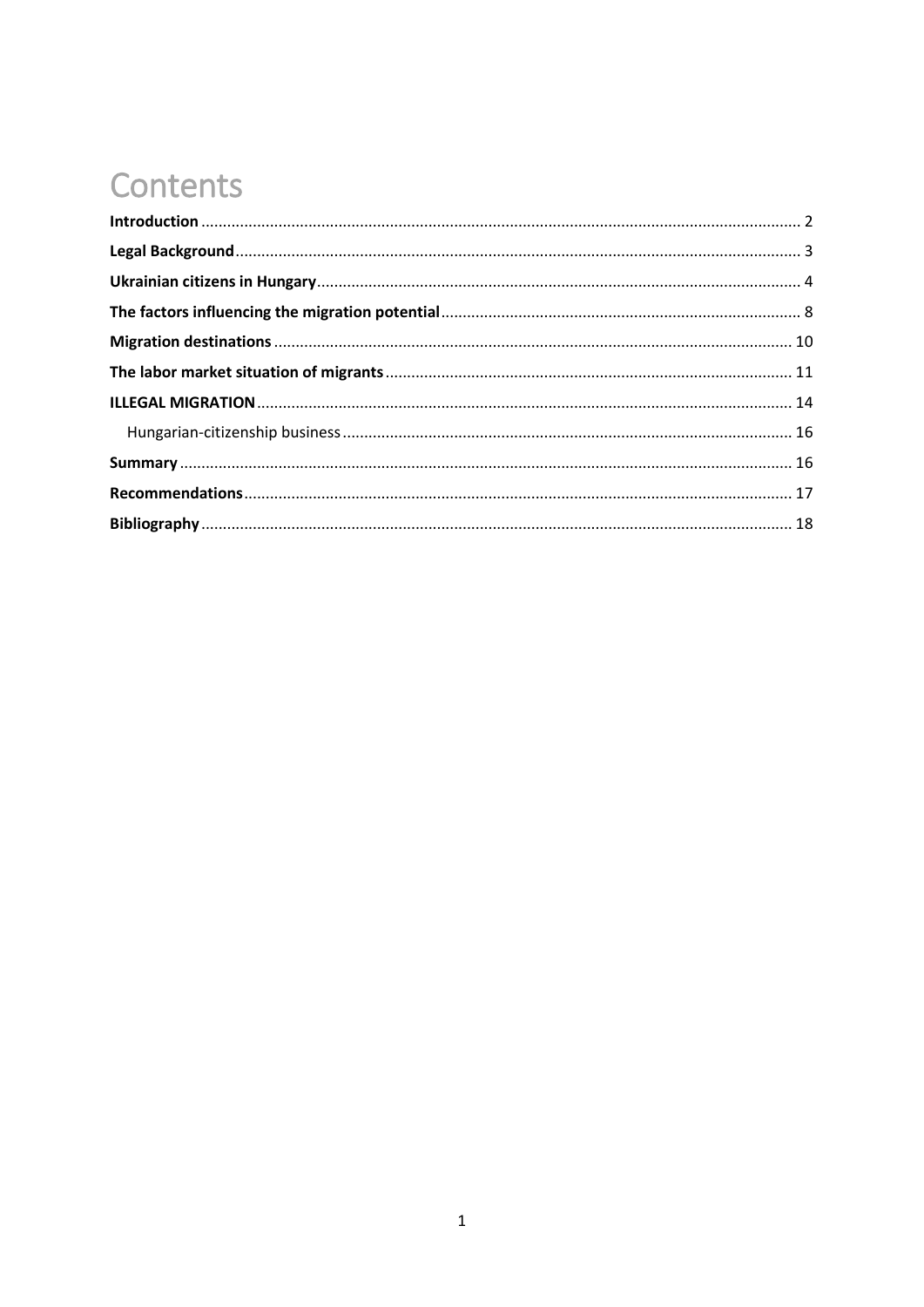# Contents

**Introduction** ........................................................................................................................................ 2
**Legal Background** ................................................................................................................................ 3
**Ukrainian citizens in Hungary** .............................................................................................................. 4
**The factors influencing the migration potential** ................................................................................... 8
**Migration destinations** ....................................................................................................................... 10
**The labor market situation of migrants** .............................................................................................. 11
**ILLEGAL MIGRATION** ......................................................................................................................... 14
Hungarian-citizenship business ........................................................................................................ 16
**Summary** ........................................................................................................................................... 16
**Recommendations** ............................................................................................................................. 17
**Bibliography** ...................................................................................................................................... 18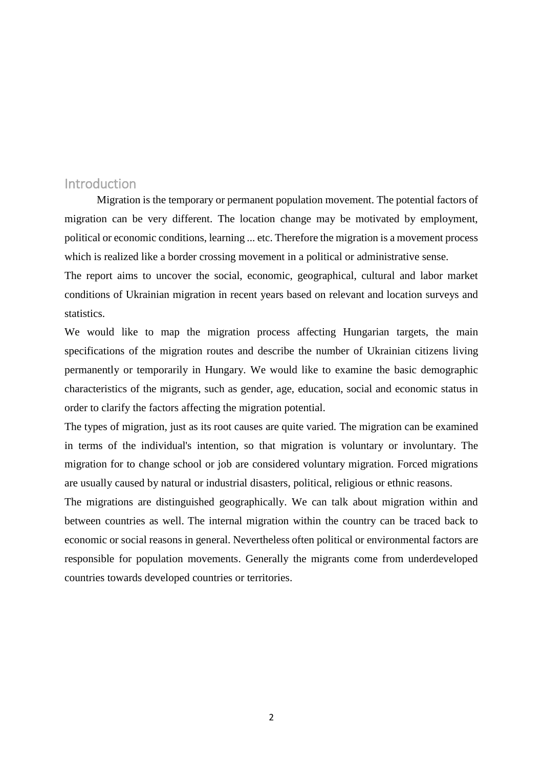## Introduction

Migration is the temporary or permanent population movement. The potential factors of migration can be very different. The location change may be motivated by employment, political or economic conditions, learning ... etc. Therefore the migration is a movement process which is realized like a border crossing movement in a political or administrative sense.

The report aims to uncover the social, economic, geographical, cultural and labor market conditions of Ukrainian migration in recent years based on relevant and location surveys and statistics.

We would like to map the migration process affecting Hungarian targets, the main specifications of the migration routes and describe the number of Ukrainian citizens living permanently or temporarily in Hungary. We would like to examine the basic demographic characteristics of the migrants, such as gender, age, education, social and economic status in order to clarify the factors affecting the migration potential.

The types of migration, just as its root causes are quite varied. The migration can be examined in terms of the individual's intention, so that migration is voluntary or involuntary. The migration for to change school or job are considered voluntary migration. Forced migrations are usually caused by natural or industrial disasters, political, religious or ethnic reasons.

The migrations are distinguished geographically. We can talk about migration within and between countries as well. The internal migration within the country can be traced back to economic or social reasons in general. Nevertheless often political or environmental factors are responsible for population movements. Generally the migrants come from underdeveloped countries towards developed countries or territories.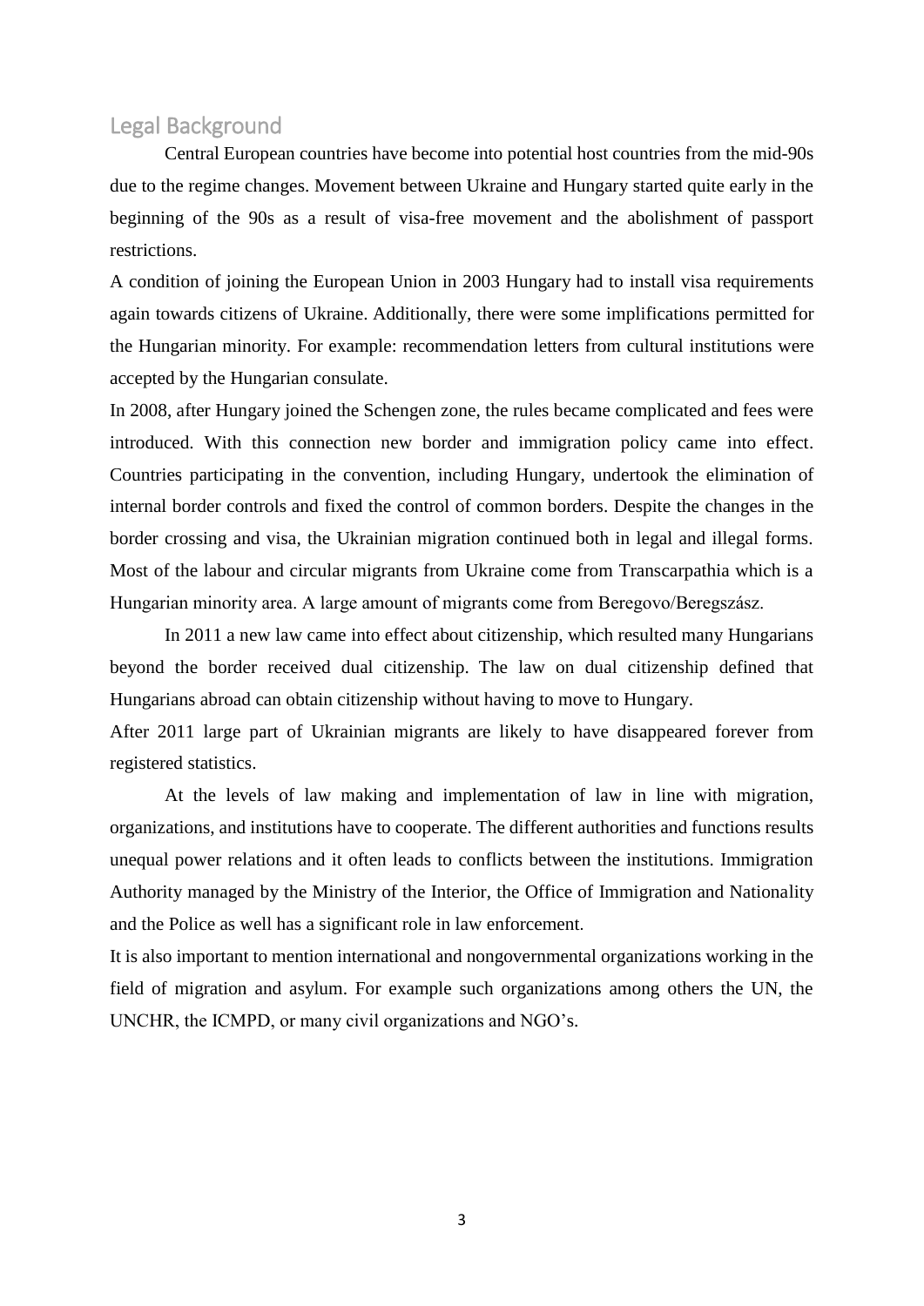## Legal Background

Central European countries have become into potential host countries from the mid-90s due to the regime changes. Movement between Ukraine and Hungary started quite early in the beginning of the 90s as a result of visa-free movement and the abolishment of passport restrictions.

A condition of joining the European Union in 2003 Hungary had to install visa requirements again towards citizens of Ukraine. Additionally, there were some implifications permitted for the Hungarian minority. For example: recommendation letters from cultural institutions were accepted by the Hungarian consulate.

In 2008, after Hungary joined the Schengen zone, the rules became complicated and fees were introduced. With this connection new border and immigration policy came into effect. Countries participating in the convention, including Hungary, undertook the elimination of internal border controls and fixed the control of common borders. Despite the changes in the border crossing and visa, the Ukrainian migration continued both in legal and illegal forms. Most of the labour and circular migrants from Ukraine come from Transcarpathia which is a Hungarian minority area. A large amount of migrants come from Beregovo/Beregszász.

In 2011 a new law came into effect about citizenship, which resulted many Hungarians beyond the border received dual citizenship. The law on dual citizenship defined that Hungarians abroad can obtain citizenship without having to move to Hungary.

After 2011 large part of Ukrainian migrants are likely to have disappeared forever from registered statistics.

At the levels of law making and implementation of law in line with migration, organizations, and institutions have to cooperate. The different authorities and functions results unequal power relations and it often leads to conflicts between the institutions. Immigration Authority managed by the Ministry of the Interior, the Office of Immigration and Nationality and the Police as well has a significant role in law enforcement.

It is also important to mention international and nongovernmental organizations working in the field of migration and asylum. For example such organizations among others the UN, the UNCHR, the ICMPD, or many civil organizations and NGO's.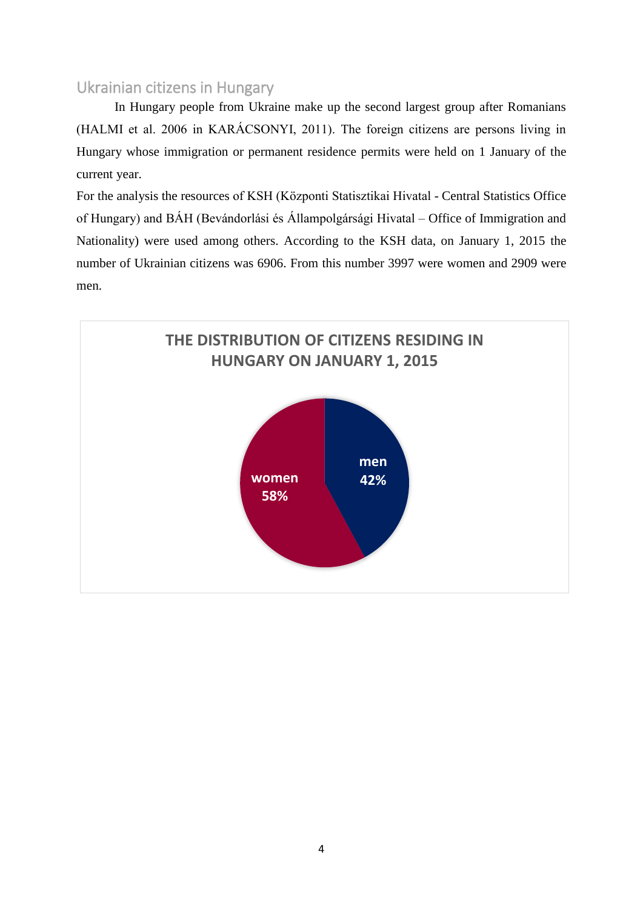## Ukrainian citizens in Hungary

In Hungary people from Ukraine make up the second largest group after Romanians (HALMI et al. 2006 in KARÁCSONYI, 2011). The foreign citizens are persons living in Hungary whose immigration or permanent residence permits were held on 1 January of the current year.

For the analysis the resources of KSH (Központi Statisztikai Hivatal - Central Statistics Office of Hungary) and BÁH (Bevándorlási és Állampolgársági Hivatal – Office of Immigration and Nationality) were used among others. According to the KSH data, on January 1, 2015 the number of Ukrainian citizens was 6906. From this number 3997 were women and 2909 were men.

**THE DISTRIBUTION OF CITIZENS RESIDING IN HUNGARY ON JANUARY 1, 2015**

| Category | Share |
| --- | --- |
| women | 58% |
| men | 42% |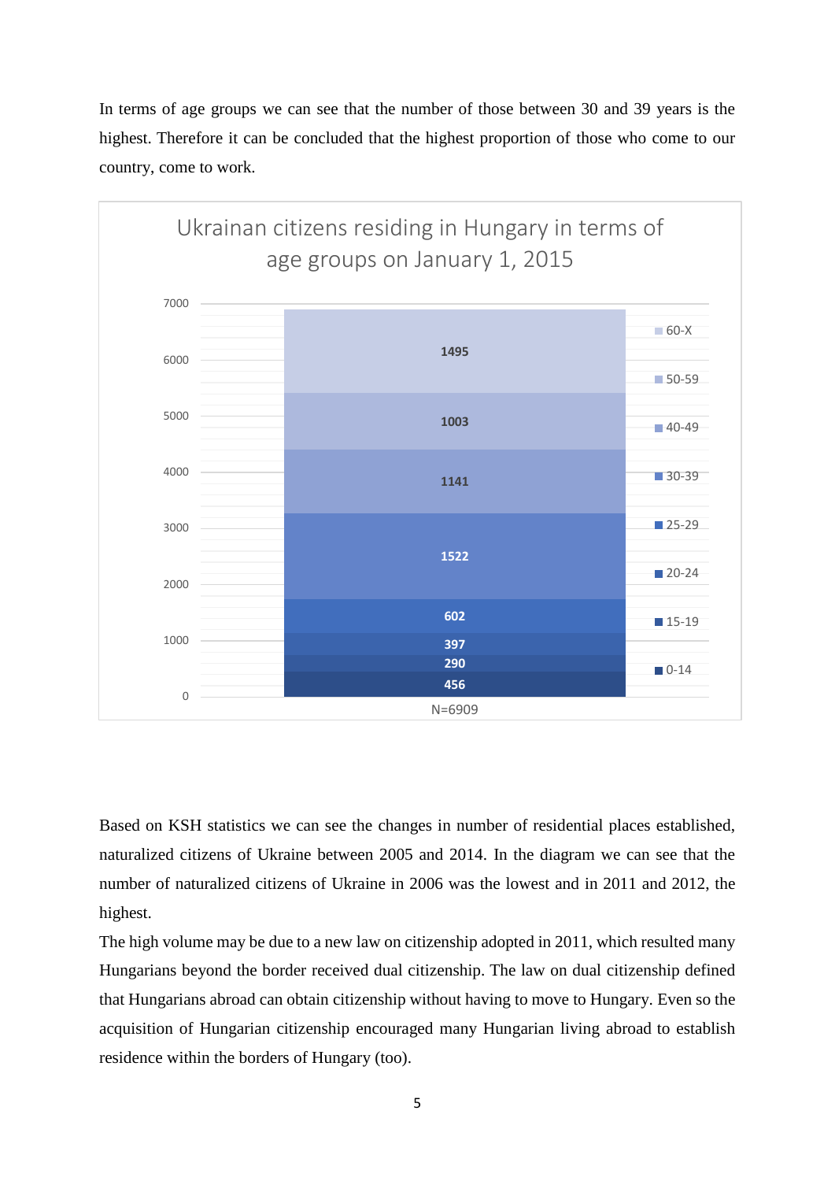In terms of age groups we can see that the number of those between 30 and 39 years is the highest. Therefore it can be concluded that the highest proportion of those who come to our country, come to work.

Ukrainan citizens residing in Hungary in terms of age groups on January 1, 2015

| Age group | Number |
|---|---|
| 60-X | 1495 |
| 50-59 | 1003 |
| 40-49 | 1141 |
| 30-39 | 1522 |
| 25-29 | 602 |
| 20-24 | 397 |
| 15-19 | 290 |
| 0-14 | 456 |

N=6909

Based on KSH statistics we can see the changes in number of residential places established, naturalized citizens of Ukraine between 2005 and 2014. In the diagram we can see that the number of naturalized citizens of Ukraine in 2006 was the lowest and in 2011 and 2012, the highest.

The high volume may be due to a new law on citizenship adopted in 2011, which resulted many Hungarians beyond the border received dual citizenship. The law on dual citizenship defined that Hungarians abroad can obtain citizenship without having to move to Hungary. Even so the acquisition of Hungarian citizenship encouraged many Hungarian living abroad to establish residence within the borders of Hungary (too).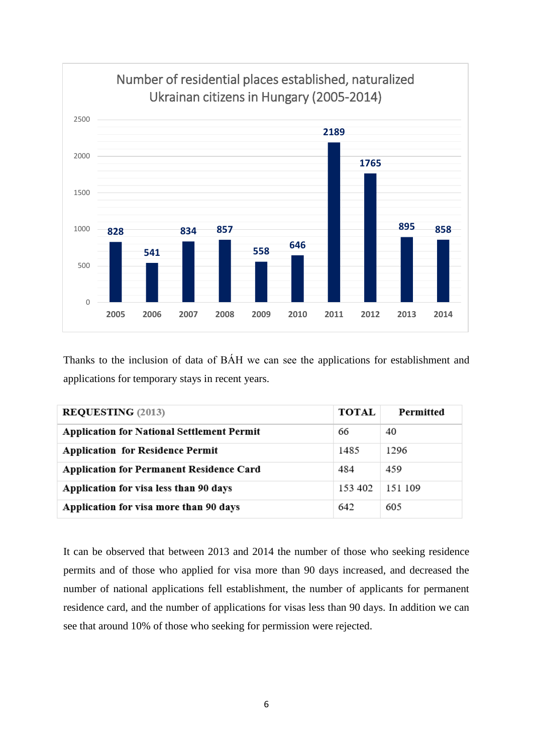**Number of residential places established, naturalized Ukrainan citizens in Hungary (2005-2014)**

| Year | Number |
|---|---|
| 2005 | 828 |
| 2006 | 541 |
| 2007 | 834 |
| 2008 | 857 |
| 2009 | 558 |
| 2010 | 646 |
| 2011 | 2189 |
| 2012 | 1765 |
| 2013 | 895 |
| 2014 | 858 |

Thanks to the inclusion of data of BÁH we can see the applications for establishment and applications for temporary stays in recent years.

| REQUESTING (2013) | TOTAL | Permitted |
|---|---|---|
| Application for National Settlement Permit | 66 | 40 |
| Application for Residence Permit | 1485 | 1296 |
| Application for Permanent Residence Card | 484 | 459 |
| Application for visa less than 90 days | 153 402 | 151 109 |
| Application for visa more than 90 days | 642 | 605 |

It can be observed that between 2013 and 2014 the number of those who seeking residence permits and of those who applied for visa more than 90 days increased, and decreased the number of national applications fell establishment, the number of applicants for permanent residence card, and the number of applications for visas less than 90 days. In addition we can see that around 10% of those who seeking for permission were rejected.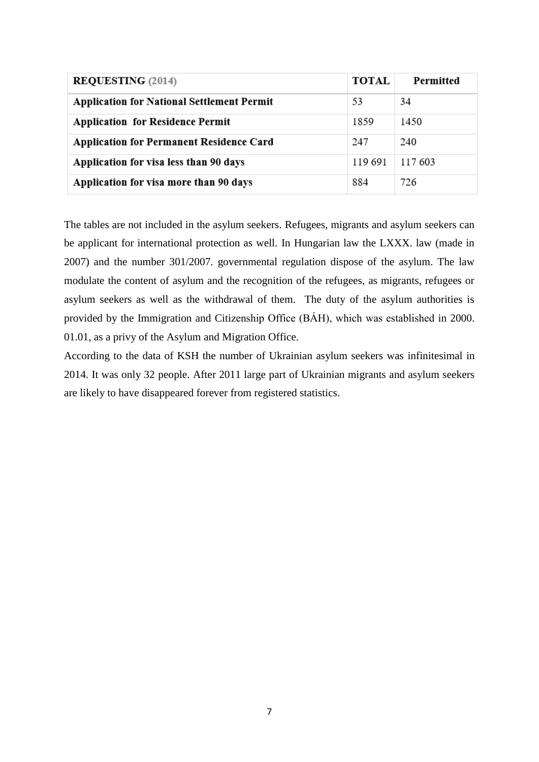| **REQUESTING** (2014) | **TOTAL** | **Permitted** |
|---|---|---|
| **Application for National Settlement Permit** | 53 | 34 |
| **Application for Residence Permit** | 1859 | 1450 |
| **Application for Permanent Residence Card** | 247 | 240 |
| **Application for visa less than 90 days** | 119 691 | 117 603 |
| **Application for visa more than 90 days** | 884 | 726 |

The tables are not included in the asylum seekers. Refugees, migrants and asylum seekers can be applicant for international protection as well. In Hungarian law the LXXX. law (made in 2007) and the number 301/2007. governmental regulation dispose of the asylum. The law modulate the content of asylum and the recognition of the refugees, as migrants, refugees or asylum seekers as well as the withdrawal of them. The duty of the asylum authorities is provided by the Immigration and Citizenship Office (BÁH), which was established in 2000. 01.01, as a privy of the Asylum and Migration Office.

According to the data of KSH the number of Ukrainian asylum seekers was infinitesimal in 2014. It was only 32 people. After 2011 large part of Ukrainian migrants and asylum seekers are likely to have disappeared forever from registered statistics.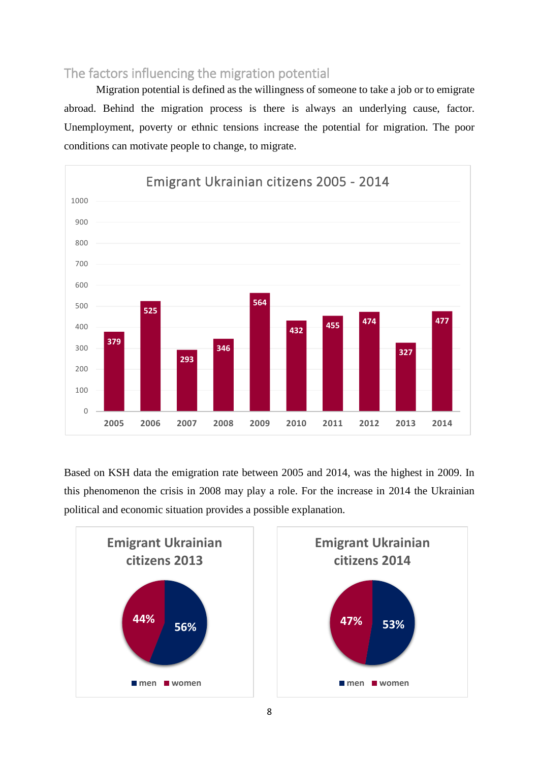## The factors influencing the migration potential

Migration potential is defined as the willingness of someone to take a job or to emigrate abroad. Behind the migration process is there is always an underlying cause, factor. Unemployment, poverty or ethnic tensions increase the potential for migration. The poor conditions can motivate people to change, to migrate.

**Emigrant Ukrainian citizens 2005 - 2014**

| Year | Emigrants |
| --- | --- |
| 2005 | 379 |
| 2006 | 525 |
| 2007 | 293 |
| 2008 | 346 |
| 2009 | 564 |
| 2010 | 432 |
| 2011 | 455 |
| 2012 | 474 |
| 2013 | 327 |
| 2014 | 477 |

Based on KSH data the emigration rate between 2005 and 2014, was the highest in 2009. In this phenomenon the crisis in 2008 may play a role. For the increase in 2014 the Ukrainian political and economic situation provides a possible explanation.

**Emigrant Ukrainian citizens 2013**

| men | women |
| --- | --- |
| 56% | 44% |

**Emigrant Ukrainian citizens 2014**

| men | women |
| --- | --- |
| 53% | 47% |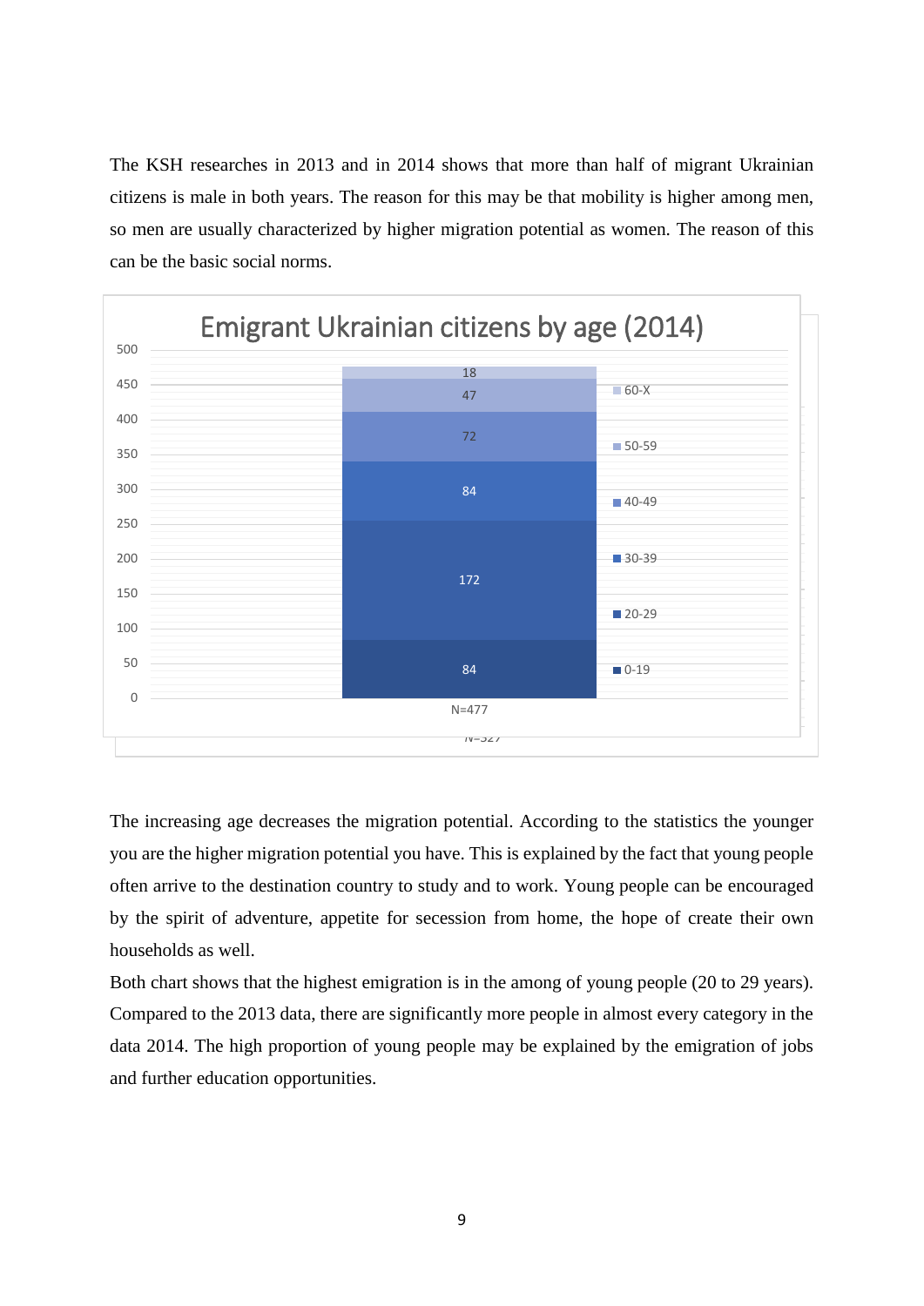The KSH researches in 2013 and in 2014 shows that more than half of migrant Ukrainian citizens is male in both years. The reason for this may be that mobility is higher among men, so men are usually characterized by higher migration potential as women. The reason of this can be the basic social norms.

**Emigrant Ukrainian citizens by age (2014)**

| Age group | N=477 |
|---|---|
| 0-19 | 84 |
| 20-29 | 172 |
| 30-39 | 84 |
| 40-49 | 72 |
| 50-59 | 47 |
| 60-X | 18 |

The increasing age decreases the migration potential. According to the statistics the younger you are the higher migration potential you have. This is explained by the fact that young people often arrive to the destination country to study and to work. Young people can be encouraged by the spirit of adventure, appetite for secession from home, the hope of create their own households as well.

Both chart shows that the highest emigration is in the among of young people (20 to 29 years). Compared to the 2013 data, there are significantly more people in almost every category in the data 2014. The high proportion of young people may be explained by the emigration of jobs and further education opportunities.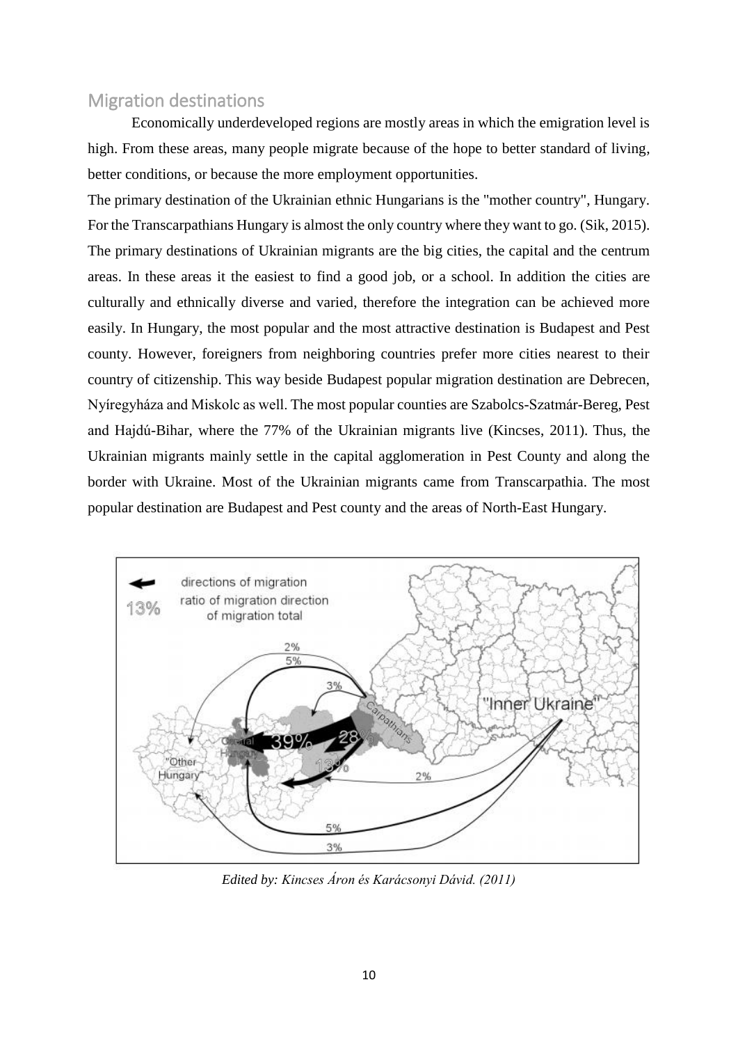## Migration destinations

Economically underdeveloped regions are mostly areas in which the emigration level is high. From these areas, many people migrate because of the hope to better standard of living, better conditions, or because the more employment opportunities.

The primary destination of the Ukrainian ethnic Hungarians is the "mother country", Hungary. For the Transcarpathians Hungary is almost the only country where they want to go. (Sik, 2015). The primary destinations of Ukrainian migrants are the big cities, the capital and the centrum areas. In these areas it the easiest to find a good job, or a school. In addition the cities are culturally and ethnically diverse and varied, therefore the integration can be achieved more easily. In Hungary, the most popular and the most attractive destination is Budapest and Pest county. However, foreigners from neighboring countries prefer more cities nearest to their country of citizenship. This way beside Budapest popular migration destination are Debrecen, Nyíregyháza and Miskolc as well. The most popular counties are Szabolcs-Szatmár-Bereg, Pest and Hajdú-Bihar, where the 77% of the Ukrainian migrants live (Kincses, 2011). Thus, the Ukrainian migrants mainly settle in the capital agglomeration in Pest County and along the border with Ukraine. Most of the Ukrainian migrants came from Transcarpathia. The most popular destination are Budapest and Pest county and the areas of North-East Hungary.

*Edited by: Kincses Áron és Karácsonyi Dávid. (2011)*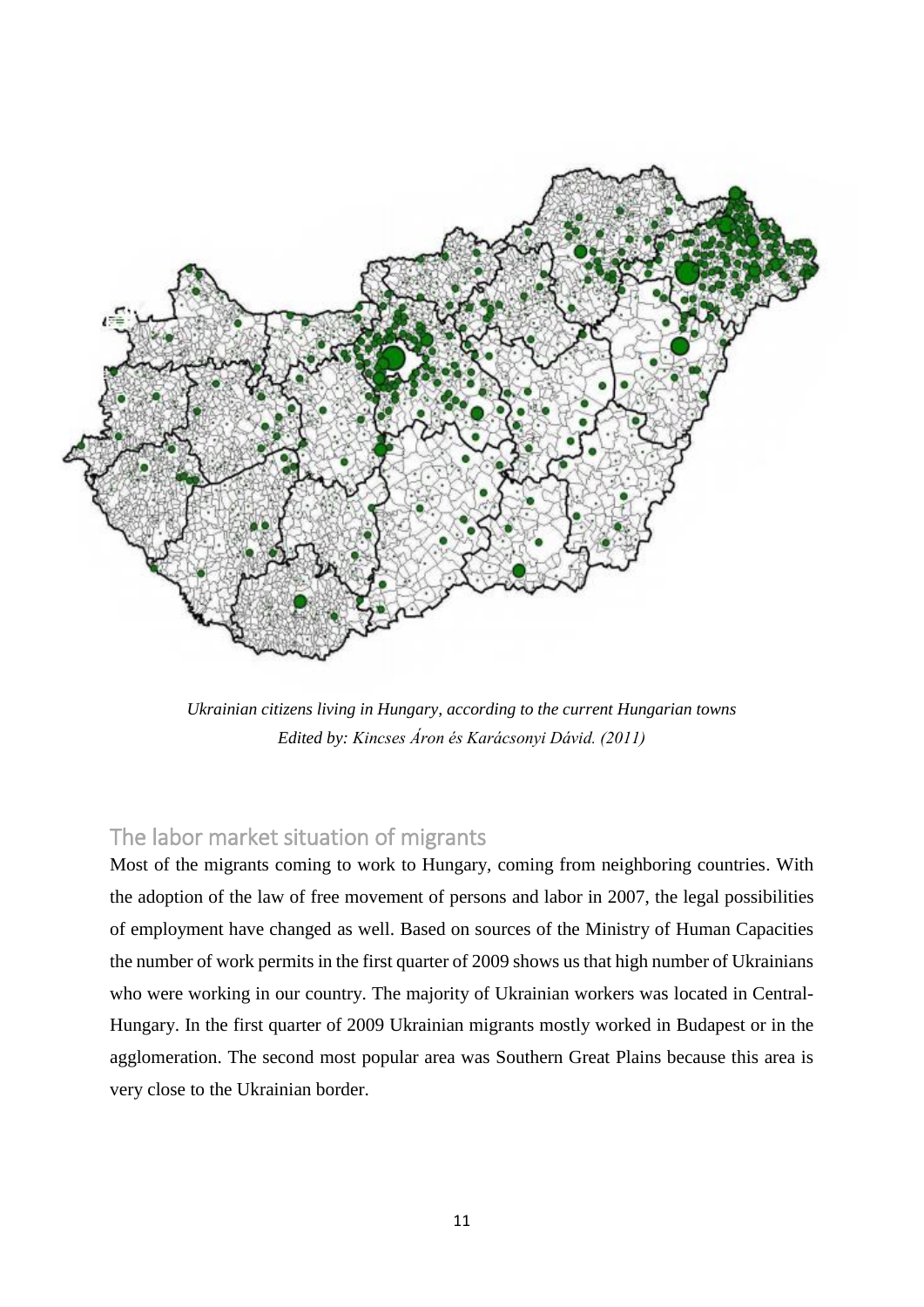*Ukrainian citizens living in Hungary, according to the current Hungarian towns*
*Edited by: Kincses Áron és Karácsonyi Dávid. (2011)*

## The labor market situation of migrants

Most of the migrants coming to work to Hungary, coming from neighboring countries. With the adoption of the law of free movement of persons and labor in 2007, the legal possibilities of employment have changed as well. Based on sources of the Ministry of Human Capacities the number of work permits in the first quarter of 2009 shows us that high number of Ukrainians who were working in our country. The majority of Ukrainian workers was located in Central-Hungary. In the first quarter of 2009 Ukrainian migrants mostly worked in Budapest or in the agglomeration. The second most popular area was Southern Great Plains because this area is very close to the Ukrainian border.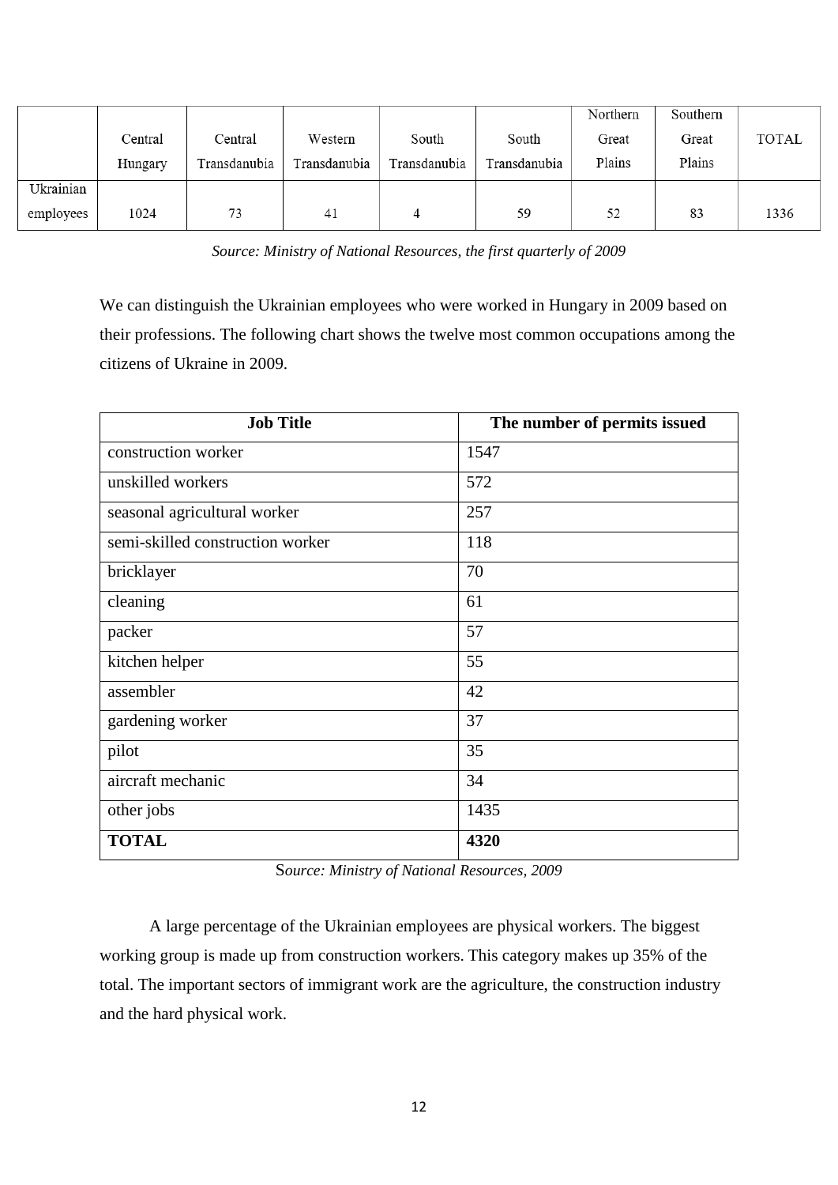| | Central Hungary | Central Transdanubia | Western Transdanubia | South Transdanubia | South Transdanubia | Northern Great Plains | Southern Great Plains | TOTAL |
|---|---|---|---|---|---|---|---|---|
| Ukrainian employees | 1024 | 73 | 41 | 4 | 59 | 52 | 83 | 1336 |

*Source: Ministry of National Resources, the first quarterly of 2009*

We can distinguish the Ukrainian employees who were worked in Hungary in 2009 based on their professions. The following chart shows the twelve most common occupations among the citizens of Ukraine in 2009.

| **Job Title** | **The number of permits issued** |
|---|---|
| construction worker | 1547 |
| unskilled workers | 572 |
| seasonal agricultural worker | 257 |
| semi-skilled construction worker | 118 |
| bricklayer | 70 |
| cleaning | 61 |
| packer | 57 |
| kitchen helper | 55 |
| assembler | 42 |
| gardening worker | 37 |
| pilot | 35 |
| aircraft mechanic | 34 |
| other jobs | 1435 |
| **TOTAL** | **4320** |

S*ource: Ministry of National Resources, 2009*

A large percentage of the Ukrainian employees are physical workers. The biggest working group is made up from construction workers. This category makes up 35% of the total. The important sectors of immigrant work are the agriculture, the construction industry and the hard physical work.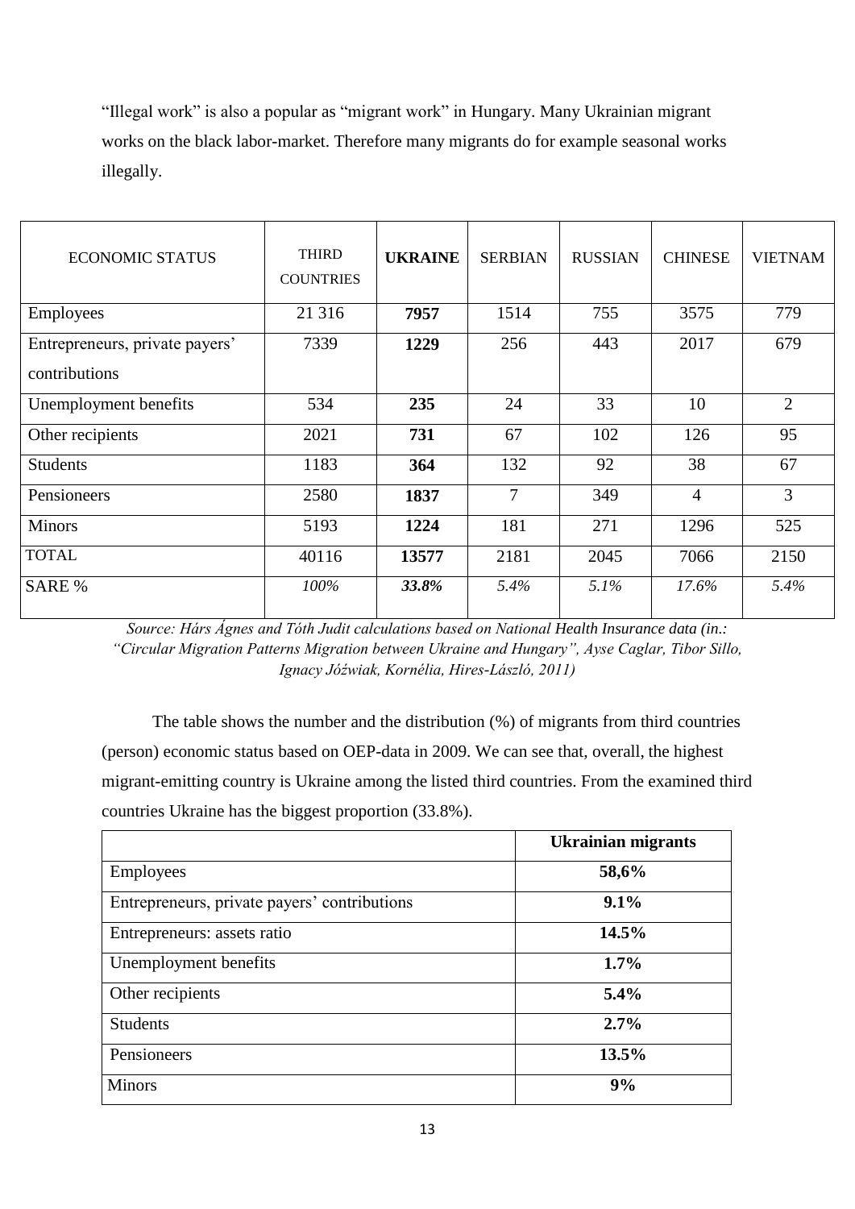"Illegal work" is also a popular as "migrant work" in Hungary. Many Ukrainian migrant works on the black labor-market. Therefore many migrants do for example seasonal works illegally.

| ECONOMIC STATUS | THIRD COUNTRIES | **UKRAINE** | SERBIAN | RUSSIAN | CHINESE | VIETNAM |
|---|---|---|---|---|---|---|
| Employees | 21 316 | **7957** | 1514 | 755 | 3575 | 779 |
| Entrepreneurs, private payers' contributions | 7339 | **1229** | 256 | 443 | 2017 | 679 |
| Unemployment benefits | 534 | **235** | 24 | 33 | 10 | 2 |
| Other recipients | 2021 | **731** | 67 | 102 | 126 | 95 |
| Students | 1183 | **364** | 132 | 92 | 38 | 67 |
| Pensioneers | 2580 | **1837** | 7 | 349 | 4 | 3 |
| Minors | 5193 | **1224** | 181 | 271 | 1296 | 525 |
| TOTAL | 40116 | **13577** | 2181 | 2045 | 7066 | 2150 |
| SARE % | *100%* | ***33.8%*** | *5.4%* | *5.1%* | *17.6%* | *5.4%* |

*Source: Hárs Ágnes and Tóth Judit calculations based on National Health Insurance data (in.: "Circular Migration Patterns Migration between Ukraine and Hungary", Ayse Caglar, Tibor Sillo, Ignacy Jóźwiak, Kornélia, Hires-László, 2011)*

The table shows the number and the distribution (%) of migrants from third countries (person) economic status based on OEP-data in 2009. We can see that, overall, the highest migrant-emitting country is Ukraine among the listed third countries. From the examined third countries Ukraine has the biggest proportion (33.8%).

| | **Ukrainian migrants** |
|---|---|
| Employees | **58,6%** |
| Entrepreneurs, private payers' contributions | **9.1%** |
| Entrepreneurs: assets ratio | **14.5%** |
| Unemployment benefits | **1.7%** |
| Other recipients | **5.4%** |
| Students | **2.7%** |
| Pensioneers | **13.5%** |
| Minors | **9%** |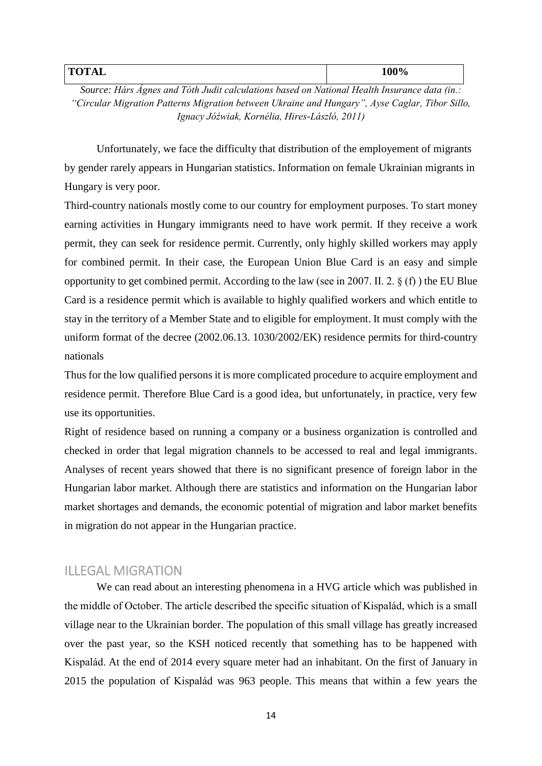| TOTAL | 100% |
|---|---|

*Source: Hárs Ágnes and Tóth Judit calculations based on National Health Insurance data (in.: "Circular Migration Patterns Migration between Ukraine and Hungary", Ayse Caglar, Tibor Sillo, Ignacy Jóźwiak, Kornélia, Hires-László, 2011)*

Unfortunately, we face the difficulty that distribution of the employement of migrants by gender rarely appears in Hungarian statistics. Information on female Ukrainian migrants in Hungary is very poor.

Third-country nationals mostly come to our country for employment purposes. To start money earning activities in Hungary immigrants need to have work permit. If they receive a work permit, they can seek for residence permit. Currently, only highly skilled workers may apply for combined permit. In their case, the European Union Blue Card is an easy and simple opportunity to get combined permit. According to the law (see in 2007. II. 2. § (f) ) the EU Blue Card is a residence permit which is available to highly qualified workers and which entitle to stay in the territory of a Member State and to eligible for employment. It must comply with the uniform format of the decree (2002.06.13. 1030/2002/EK) residence permits for third-country nationals

Thus for the low qualified persons it is more complicated procedure to acquire employment and residence permit. Therefore Blue Card is a good idea, but unfortunately, in practice, very few use its opportunities.

Right of residence based on running a company or a business organization is controlled and checked in order that legal migration channels to be accessed to real and legal immigrants. Analyses of recent years showed that there is no significant presence of foreign labor in the Hungarian labor market. Although there are statistics and information on the Hungarian labor market shortages and demands, the economic potential of migration and labor market benefits in migration do not appear in the Hungarian practice.

## ILLEGAL MIGRATION

We can read about an interesting phenomena in a HVG article which was published in the middle of October. The article described the specific situation of Kispalád, which is a small village near to the Ukrainian border. The population of this small village has greatly increased over the past year, so the KSH noticed recently that something has to be happened with Kispalád. At the end of 2014 every square meter had an inhabitant. On the first of January in 2015 the population of Kispalád was 963 people. This means that within a few years the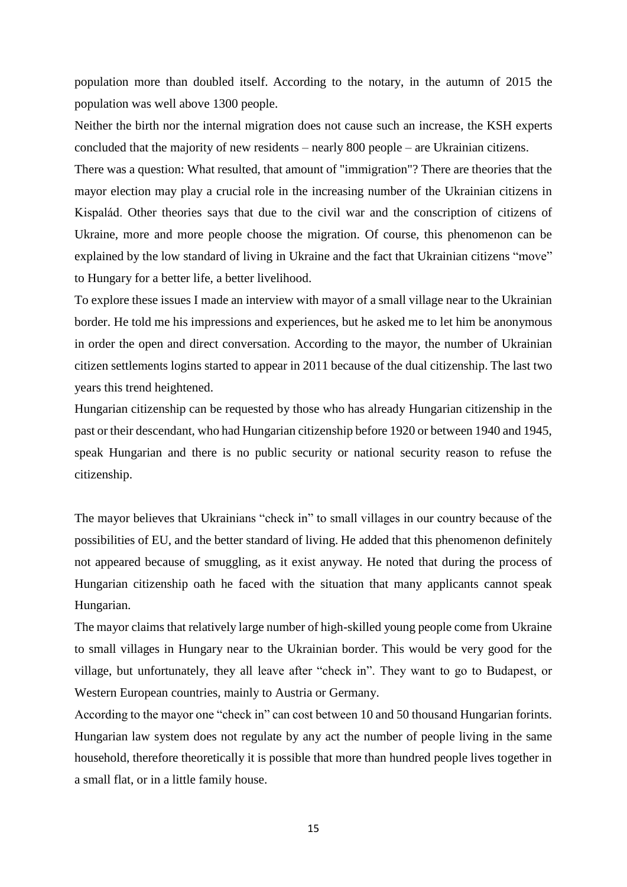population more than doubled itself. According to the notary, in the autumn of 2015 the population was well above 1300 people.

Neither the birth nor the internal migration does not cause such an increase, the KSH experts concluded that the majority of new residents – nearly 800 people – are Ukrainian citizens.

There was a question: What resulted, that amount of "immigration"? There are theories that the mayor election may play a crucial role in the increasing number of the Ukrainian citizens in Kispalád. Other theories says that due to the civil war and the conscription of citizens of Ukraine, more and more people choose the migration. Of course, this phenomenon can be explained by the low standard of living in Ukraine and the fact that Ukrainian citizens "move" to Hungary for a better life, a better livelihood.

To explore these issues I made an interview with mayor of a small village near to the Ukrainian border. He told me his impressions and experiences, but he asked me to let him be anonymous in order the open and direct conversation. According to the mayor, the number of Ukrainian citizen settlements logins started to appear in 2011 because of the dual citizenship. The last two years this trend heightened.

Hungarian citizenship can be requested by those who has already Hungarian citizenship in the past or their descendant, who had Hungarian citizenship before 1920 or between 1940 and 1945, speak Hungarian and there is no public security or national security reason to refuse the citizenship.

The mayor believes that Ukrainians "check in" to small villages in our country because of the possibilities of EU, and the better standard of living. He added that this phenomenon definitely not appeared because of smuggling, as it exist anyway. He noted that during the process of Hungarian citizenship oath he faced with the situation that many applicants cannot speak Hungarian.

The mayor claims that relatively large number of high-skilled young people come from Ukraine to small villages in Hungary near to the Ukrainian border. This would be very good for the village, but unfortunately, they all leave after "check in". They want to go to Budapest, or Western European countries, mainly to Austria or Germany.

According to the mayor one "check in" can cost between 10 and 50 thousand Hungarian forints. Hungarian law system does not regulate by any act the number of people living in the same household, therefore theoretically it is possible that more than hundred people lives together in a small flat, or in a little family house.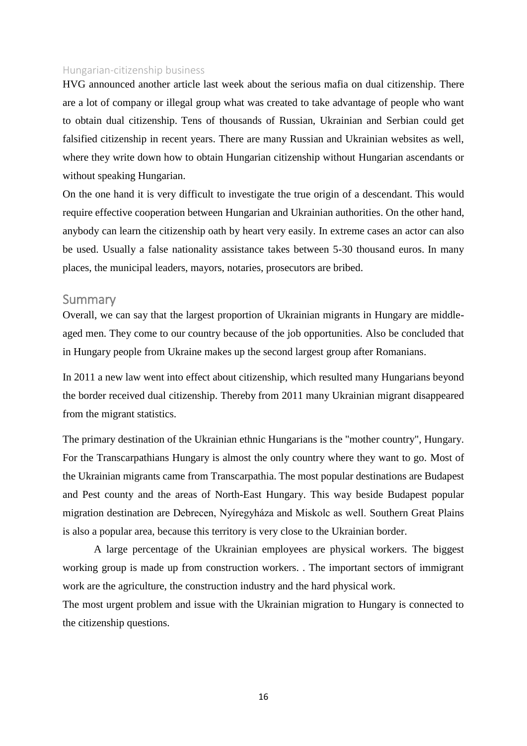### Hungarian-citizenship business

HVG announced another article last week about the serious mafia on dual citizenship. There are a lot of company or illegal group what was created to take advantage of people who want to obtain dual citizenship. Tens of thousands of Russian, Ukrainian and Serbian could get falsified citizenship in recent years. There are many Russian and Ukrainian websites as well, where they write down how to obtain Hungarian citizenship without Hungarian ascendants or without speaking Hungarian.

On the one hand it is very difficult to investigate the true origin of a descendant. This would require effective cooperation between Hungarian and Ukrainian authorities. On the other hand, anybody can learn the citizenship oath by heart very easily. In extreme cases an actor can also be used. Usually a false nationality assistance takes between 5-30 thousand euros. In many places, the municipal leaders, mayors, notaries, prosecutors are bribed.

## Summary

Overall, we can say that the largest proportion of Ukrainian migrants in Hungary are middle-aged men. They come to our country because of the job opportunities. Also be concluded that in Hungary people from Ukraine makes up the second largest group after Romanians.

In 2011 a new law went into effect about citizenship, which resulted many Hungarians beyond the border received dual citizenship. Thereby from 2011 many Ukrainian migrant disappeared from the migrant statistics.

The primary destination of the Ukrainian ethnic Hungarians is the "mother country", Hungary. For the Transcarpathians Hungary is almost the only country where they want to go. Most of the Ukrainian migrants came from Transcarpathia. The most popular destinations are Budapest and Pest county and the areas of North-East Hungary. This way beside Budapest popular migration destination are Debrecen, Nyíregyháza and Miskolc as well. Southern Great Plains is also a popular area, because this territory is very close to the Ukrainian border.

A large percentage of the Ukrainian employees are physical workers. The biggest working group is made up from construction workers. . The important sectors of immigrant work are the agriculture, the construction industry and the hard physical work.

The most urgent problem and issue with the Ukrainian migration to Hungary is connected to the citizenship questions.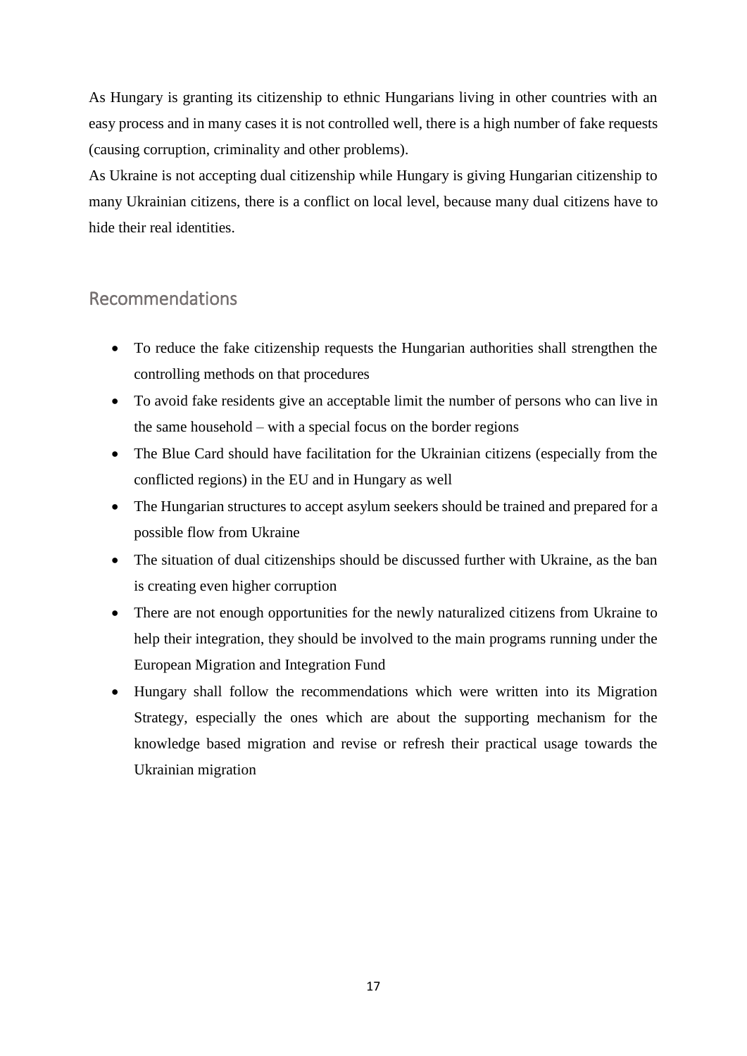As Hungary is granting its citizenship to ethnic Hungarians living in other countries with an easy process and in many cases it is not controlled well, there is a high number of fake requests (causing corruption, criminality and other problems).

As Ukraine is not accepting dual citizenship while Hungary is giving Hungarian citizenship to many Ukrainian citizens, there is a conflict on local level, because many dual citizens have to hide their real identities.

## Recommendations

- To reduce the fake citizenship requests the Hungarian authorities shall strengthen the controlling methods on that procedures
- To avoid fake residents give an acceptable limit the number of persons who can live in the same household – with a special focus on the border regions
- The Blue Card should have facilitation for the Ukrainian citizens (especially from the conflicted regions) in the EU and in Hungary as well
- The Hungarian structures to accept asylum seekers should be trained and prepared for a possible flow from Ukraine
- The situation of dual citizenships should be discussed further with Ukraine, as the ban is creating even higher corruption
- There are not enough opportunities for the newly naturalized citizens from Ukraine to help their integration, they should be involved to the main programs running under the European Migration and Integration Fund
- Hungary shall follow the recommendations which were written into its Migration Strategy, especially the ones which are about the supporting mechanism for the knowledge based migration and revise or refresh their practical usage towards the Ukrainian migration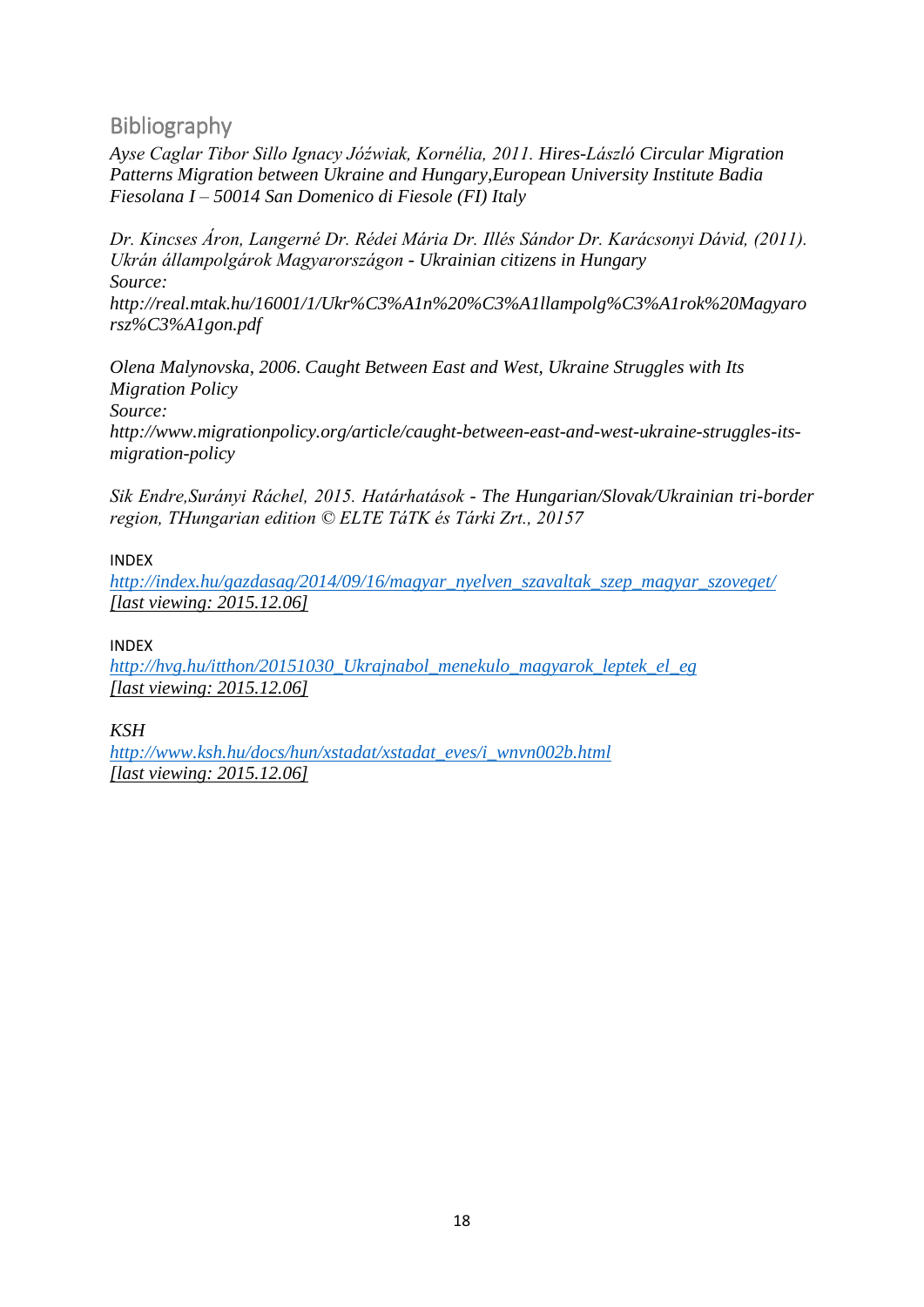## Bibliography

*Ayse Caglar Tibor Sillo Ignacy Jóźwiak, Kornélia, 2011. Hires-László Circular Migration Patterns Migration between Ukraine and Hungary,European University Institute Badia Fiesolana I – 50014 San Domenico di Fiesole (FI) Italy*

*Dr. Kincses Áron, Langerné Dr. Rédei Mária Dr. Illés Sándor Dr. Karácsonyi Dávid, (2011). Ukrán állampolgárok Magyarországon - Ukrainian citizens in Hungary*
*Source:*
*http://real.mtak.hu/16001/1/Ukr%C3%A1n%20%C3%A1llampolg%C3%A1rok%20Magyarorsz%C3%A1gon.pdf*

*Olena Malynovska, 2006. Caught Between East and West, Ukraine Struggles with Its Migration Policy*
*Source:*
*http://www.migrationpolicy.org/article/caught-between-east-and-west-ukraine-struggles-its-migration-policy*

*Sik Endre,Surányi Ráchel, 2015. Határhatások - The Hungarian/Slovak/Ukrainian tri-border region, THungarian edition © ELTE TáTK és Tárki Zrt., 20157*

INDEX
*http://index.hu/gazdasag/2014/09/16/magyar_nyelven_szavaltak_szep_magyar_szoveget/*
*[last viewing: 2015.12.06]*

INDEX
*http://hvg.hu/itthon/20151030_Ukrajnabol_menekulo_magyarok_leptek_el_eg*
*[last viewing: 2015.12.06]*

*KSH*
*http://www.ksh.hu/docs/hun/xstadat/xstadat_eves/i_wnvn002b.html*
*[last viewing: 2015.12.06]*